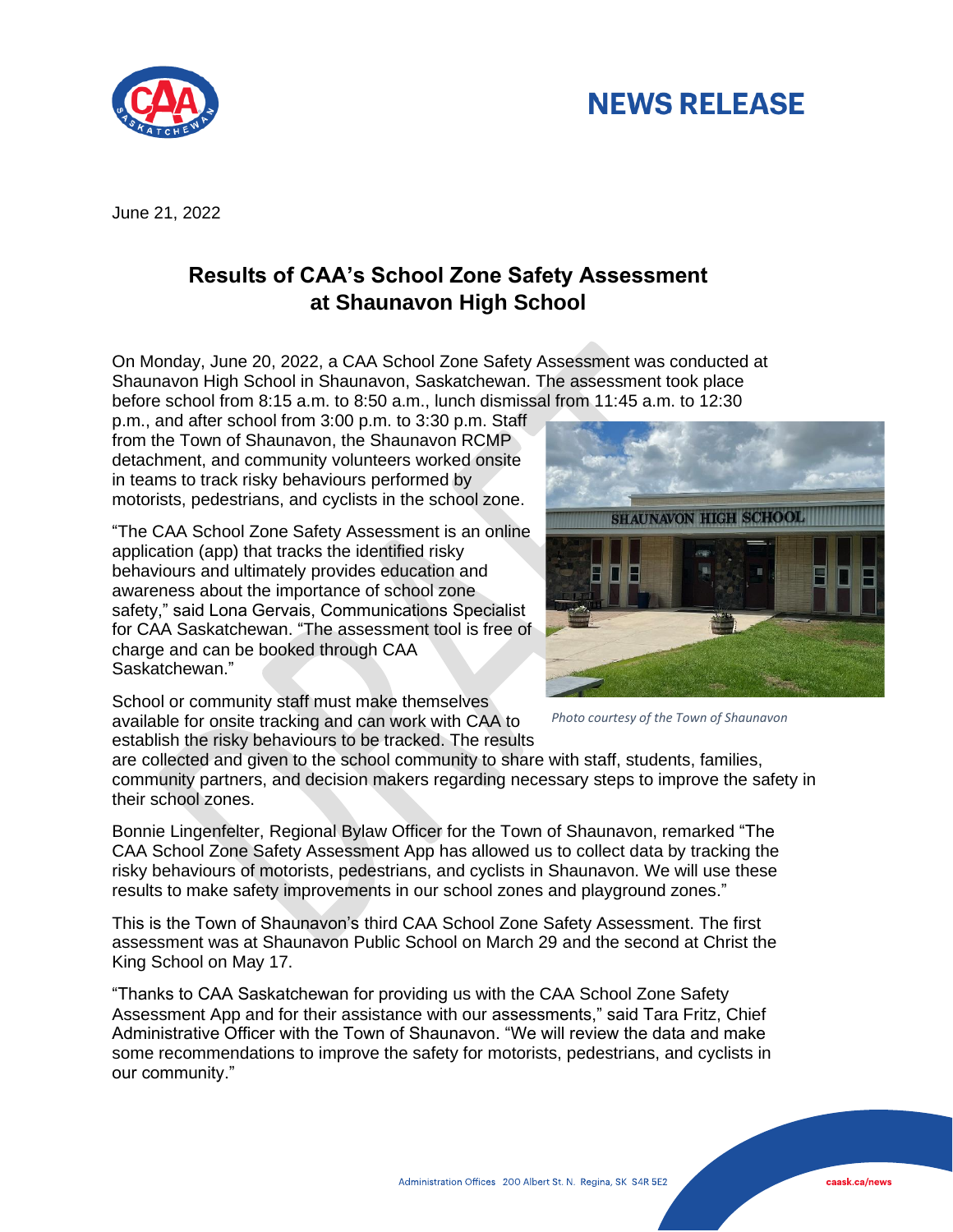# NEWS RELEASE

June 21, 2022

## Results of CAA's School Zone Safety Assessment at Shaunavon High School

On Monday, June 20, 2022, a CAA School Zone Safety Assessment was conducted at Shaunavon High School in Shaunavon, Saskatchewan. The assessment took place before school from 8:15 a.m. to 8:50 a.m., lunch dismissal from 11:45 a.m. to 12:30 p.m., and after school from 3:00 p.m. to 3:30 p.m. Staff from the Town of Shaunavon, the Shaunavon RCMP detachment, and community volunteers worked onsite in teams to track risky behaviours performed by motorists, pedestrians, and cyclists in the school zone.

"The CAA School Zone Safety Assessment is an online application (app) that tracks the identified risky behaviours and ultimately provides education and awareness about the importance of school zone safety," said Lona Gervais, Communications Specialist for CAA Saskatchewan. "The assessment tool is free of charge and can be booked through CAA Saskatchewan."

*Photo courtesy of the Town of Shaunavon*

School or community staff must make themselves available for onsite tracking and can work with CAA to establish the risky behaviours to be tracked. The results are collected and given to the school community to share with staff, students, families, community partners, and decision makers regarding necessary steps to improve the safety in their school zones.

Bonnie Lingenfelter, Regional Bylaw Officer for the Town of Shaunavon, remarked "The CAA School Zone Safety Assessment App has allowed us to collect data by tracking the risky behaviours of motorists, pedestrians, and cyclists in Shaunavon. We will use these results to make safety improvements in our school zones and playground zones."

This is the Town of Shaunavon's third CAA School Zone Safety Assessment. The first assessment was at Shaunavon Public School on March 29 and the second at Christ the King School on May 17.

"Thanks to CAA Saskatchewan for providing us with the CAA School Zone Safety Assessment App and for their assistance with our assessments," said Tara Fritz, Chief Administrative Officer with the Town of Shaunavon. "We will review the data and make some recommendations to improve the safety for motorists, pedestrians, and cyclists in our community."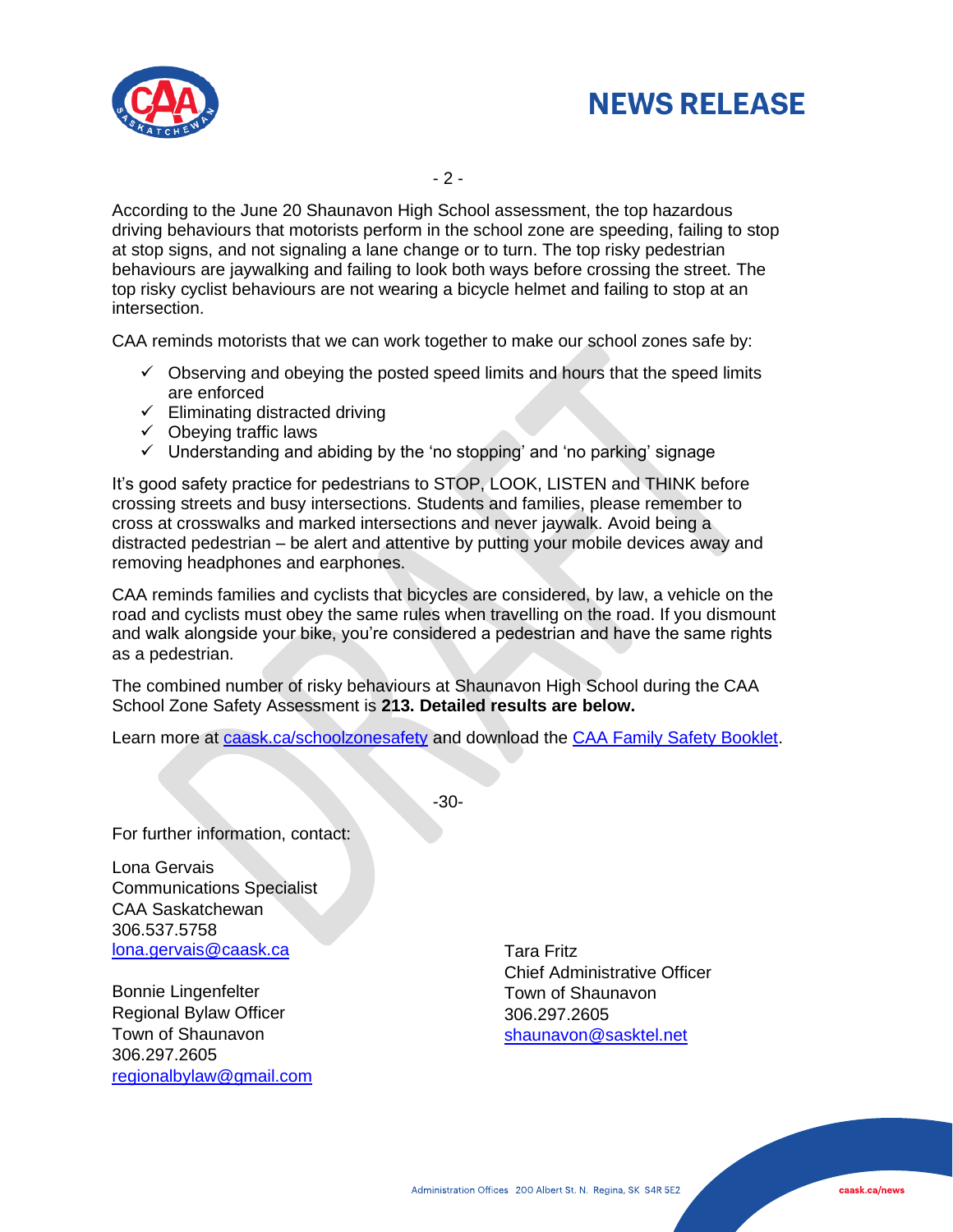According to the June 20 Shaunavon High School assessment, the top hazardous driving behaviours that motorists perform in the school zone are speeding, failing to stop at stop signs, and not signaling a lane change or to turn. The top risky pedestrian behaviours are jaywalking and failing to look both ways before crossing the street. The top risky cyclist behaviours are not wearing a bicycle helmet and failing to stop at an intersection.

CAA reminds motorists that we can work together to make our school zones safe by:

- ✓ Observing and obeying the posted speed limits and hours that the speed limits are enforced
- ✓ Eliminating distracted driving
- ✓ Obeying traffic laws
- ✓ Understanding and abiding by the 'no stopping' and 'no parking' signage

It's good safety practice for pedestrians to STOP, LOOK, LISTEN and THINK before crossing streets and busy intersections. Students and families, please remember to cross at crosswalks and marked intersections and never jaywalk. Avoid being a distracted pedestrian – be alert and attentive by putting your mobile devices away and removing headphones and earphones.

CAA reminds families and cyclists that bicycles are considered, by law, a vehicle on the road and cyclists must obey the same rules when travelling on the road. If you dismount and walk alongside your bike, you're considered a pedestrian and have the same rights as a pedestrian.

The combined number of risky behaviours at Shaunavon High School during the CAA School Zone Safety Assessment is **213. Detailed results are below.**

Learn more at [caask.ca/schoolzonesafety](caask.ca/schoolzonesafety) and download the [CAA Family Safety Booklet](CAA Family Safety Booklet).

-30-

For further information, contact:

Lona Gervais
Communications Specialist
CAA Saskatchewan
306.537.5758
lona.gervais@caask.ca

Bonnie Lingenfelter
Regional Bylaw Officer
Town of Shaunavon
306.297.2605
regionalbylaw@gmail.com

Tara Fritz
Chief Administrative Officer
Town of Shaunavon
306.297.2605
shaunavon@sasktel.net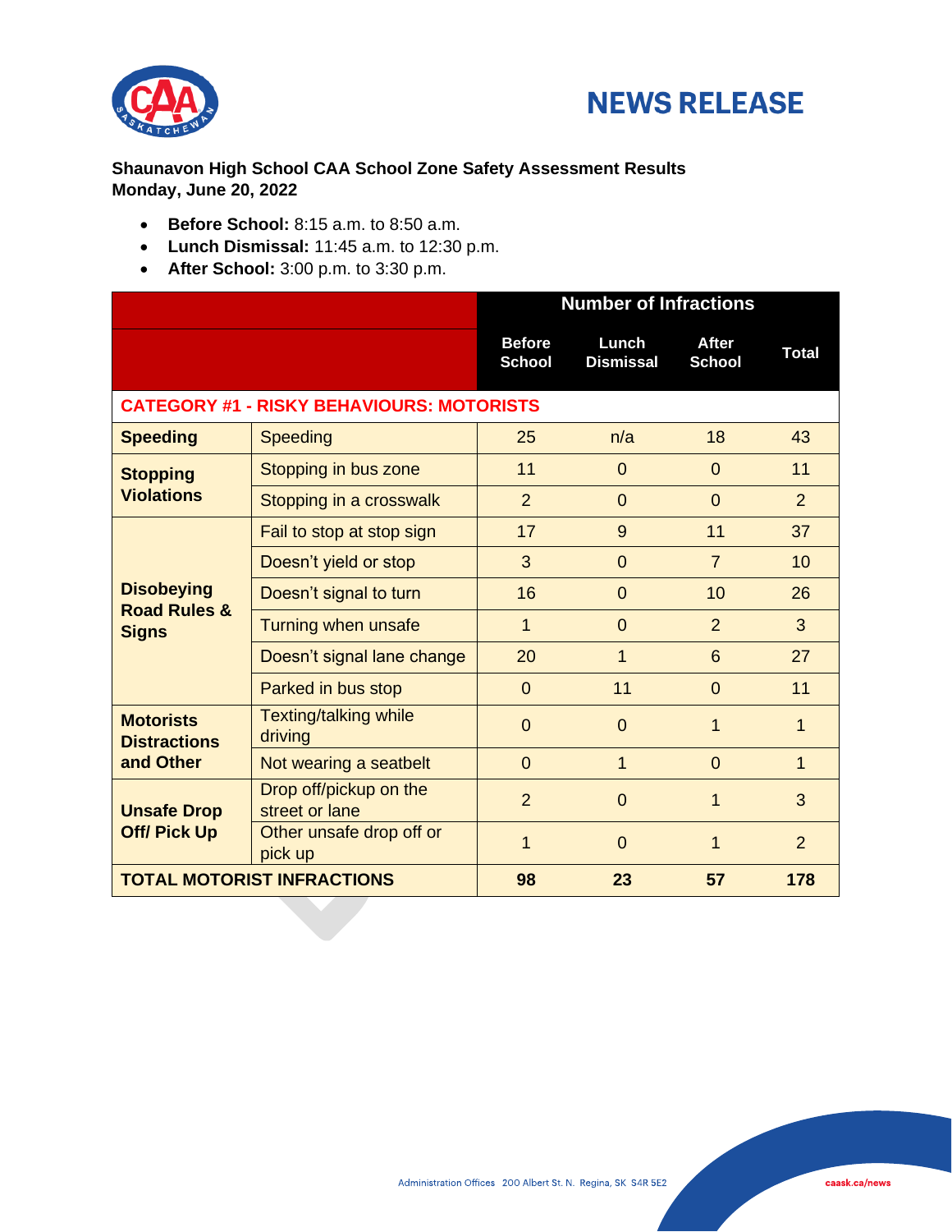# NEWS RELEASE

**Shaunavon High School CAA School Zone Safety Assessment Results**
**Monday, June 20, 2022**

- **Before School:** 8:15 a.m. to 8:50 a.m.
- **Lunch Dismissal:** 11:45 a.m. to 12:30 p.m.
- **After School:** 3:00 p.m. to 3:30 p.m.

| | | Number of Infractions | | | |
|---|---|---|---|---|---|
| | | **Before School** | **Lunch Dismissal** | **After School** | **Total** |
| **CATEGORY #1 - RISKY BEHAVIOURS: MOTORISTS** | | | | | |
| **Speeding** | Speeding | 25 | n/a | 18 | 43 |
| **Stopping Violations** | Stopping in bus zone | 11 | 0 | 0 | 11 |
| | Stopping in a crosswalk | 2 | 0 | 0 | 2 |
| **Disobeying Road Rules & Signs** | Fail to stop at stop sign | 17 | 9 | 11 | 37 |
| | Doesn't yield or stop | 3 | 0 | 7 | 10 |
| | Doesn't signal to turn | 16 | 0 | 10 | 26 |
| | Turning when unsafe | 1 | 0 | 2 | 3 |
| | Doesn't signal lane change | 20 | 1 | 6 | 27 |
| | Parked in bus stop | 0 | 11 | 0 | 11 |
| **Motorists Distractions and Other** | Texting/talking while driving | 0 | 0 | 1 | 1 |
| | Not wearing a seatbelt | 0 | 1 | 0 | 1 |
| **Unsafe Drop Off/ Pick Up** | Drop off/pickup on the street or lane | 2 | 0 | 1 | 3 |
| | Other unsafe drop off or pick up | 1 | 0 | 1 | 2 |
| **TOTAL MOTORIST INFRACTIONS** | | **98** | **23** | **57** | **178** |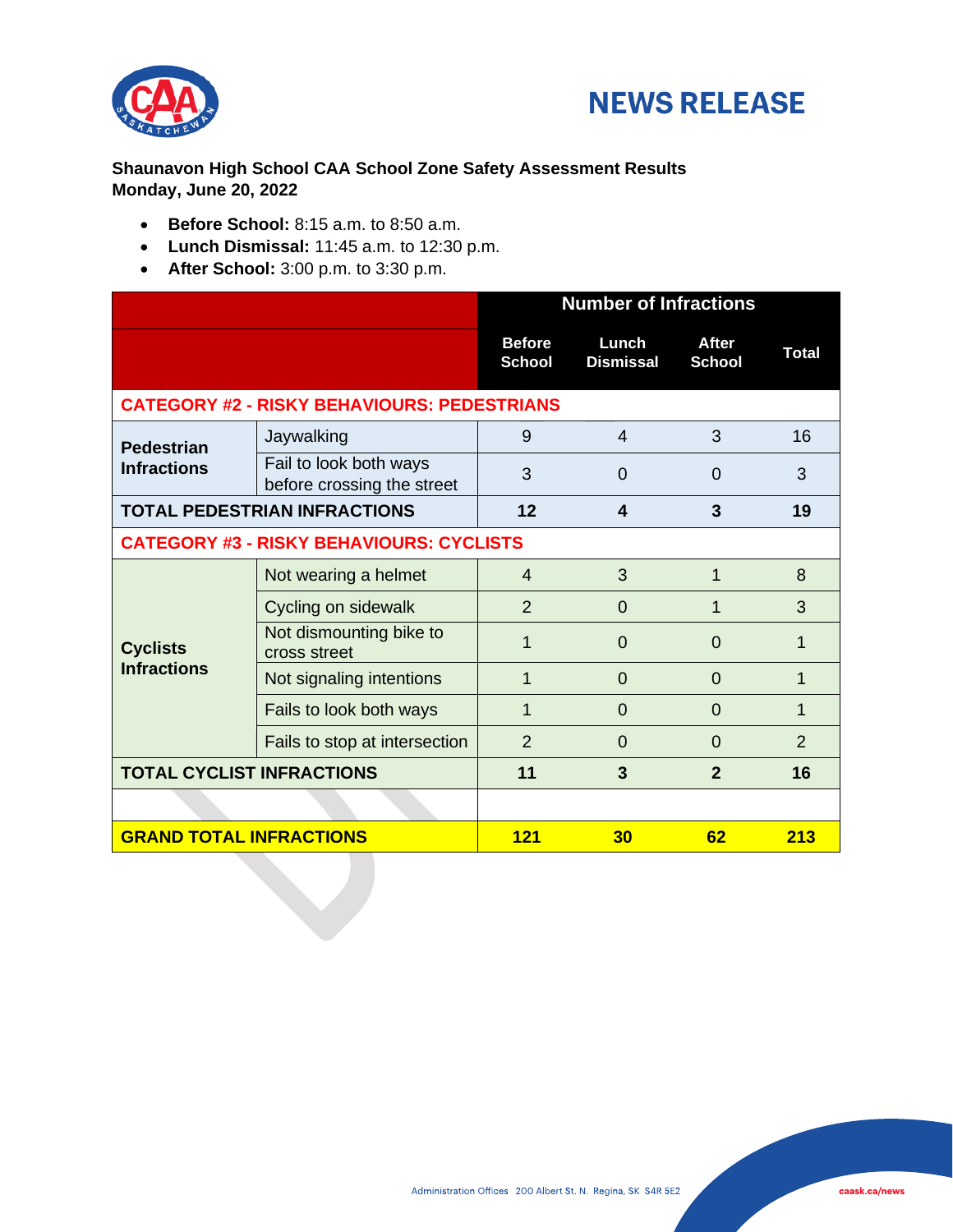# NEWS RELEASE

**Shaunavon High School CAA School Zone Safety Assessment Results**
**Monday, June 20, 2022**

- **Before School:** 8:15 a.m. to 8:50 a.m.
- **Lunch Dismissal:** 11:45 a.m. to 12:30 p.m.
- **After School:** 3:00 p.m. to 3:30 p.m.

| | | Number of Infractions | | | |
|---|---|---|---|---|---|
| | | **Before School** | **Lunch Dismissal** | **After School** | **Total** |
| **CATEGORY #2 - RISKY BEHAVIOURS: PEDESTRIANS** | | | | | |
| **Pedestrian Infractions** | Jaywalking | 9 | 4 | 3 | 16 |
| | Fail to look both ways before crossing the street | 3 | 0 | 0 | 3 |
| **TOTAL PEDESTRIAN INFRACTIONS** | | **12** | **4** | **3** | **19** |
| **CATEGORY #3 - RISKY BEHAVIOURS: CYCLISTS** | | | | | |
| **Cyclists Infractions** | Not wearing a helmet | 4 | 3 | 1 | 8 |
| | Cycling on sidewalk | 2 | 0 | 1 | 3 |
| | Not dismounting bike to cross street | 1 | 0 | 0 | 1 |
| | Not signaling intentions | 1 | 0 | 0 | 1 |
| | Fails to look both ways | 1 | 0 | 0 | 1 |
| | Fails to stop at intersection | 2 | 0 | 0 | 2 |
| **TOTAL CYCLIST INFRACTIONS** | | **11** | **3** | **2** | **16** |
| | | | | | |
| **GRAND TOTAL INFRACTIONS** | | **121** | **30** | **62** | **213** |

Administration Offices 200 Albert St. N. Regina, SK S4R 5E2 caask.ca/news